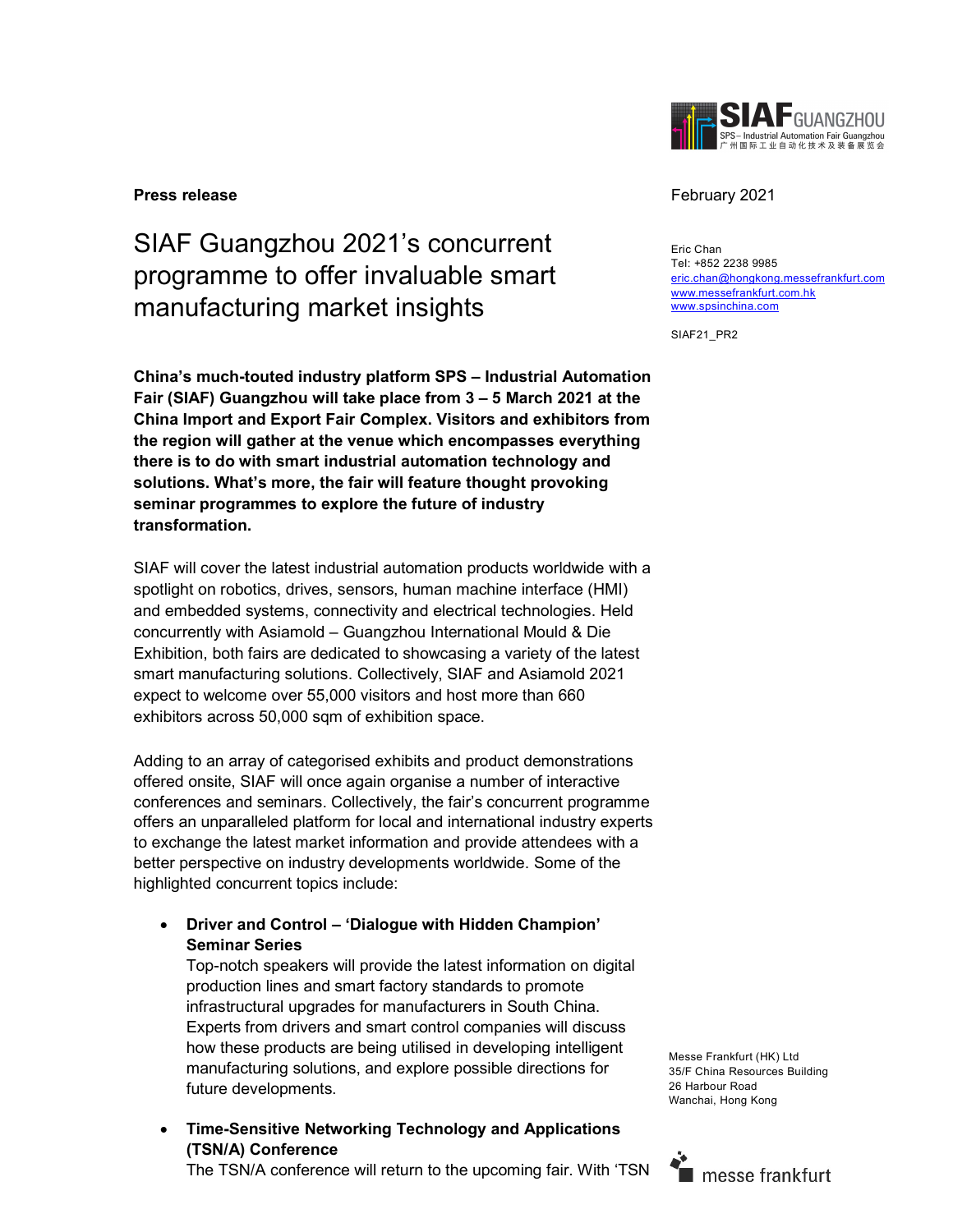**Press release**

February 2021

# SIAF Guangzhou 2021's concurrent programme to offer invaluable smart manufacturing market insights

Eric Chan
Tel: +852 2238 9985
eric.chan@hongkong.messefrankfurt.com
www.messefrankfurt.com.hk
www.spsinchina.com

SIAF21_PR2

**China's much-touted industry platform SPS – Industrial Automation Fair (SIAF) Guangzhou will take place from 3 – 5 March 2021 at the China Import and Export Fair Complex. Visitors and exhibitors from the region will gather at the venue which encompasses everything there is to do with smart industrial automation technology and solutions. What's more, the fair will feature thought provoking seminar programmes to explore the future of industry transformation.**

SIAF will cover the latest industrial automation products worldwide with a spotlight on robotics, drives, sensors, human machine interface (HMI) and embedded systems, connectivity and electrical technologies. Held concurrently with Asiamold – Guangzhou International Mould & Die Exhibition, both fairs are dedicated to showcasing a variety of the latest smart manufacturing solutions. Collectively, SIAF and Asiamold 2021 expect to welcome over 55,000 visitors and host more than 660 exhibitors across 50,000 sqm of exhibition space.

Adding to an array of categorised exhibits and product demonstrations offered onsite, SIAF will once again organise a number of interactive conferences and seminars. Collectively, the fair's concurrent programme offers an unparalleled platform for local and international industry experts to exchange the latest market information and provide attendees with a better perspective on industry developments worldwide. Some of the highlighted concurrent topics include:

- **Driver and Control – 'Dialogue with Hidden Champion' Seminar Series**
  Top-notch speakers will provide the latest information on digital production lines and smart factory standards to promote infrastructural upgrades for manufacturers in South China. Experts from drivers and smart control companies will discuss how these products are being utilised in developing intelligent manufacturing solutions, and explore possible directions for future developments.

- **Time-Sensitive Networking Technology and Applications (TSN/A) Conference**
  The TSN/A conference will return to the upcoming fair. With 'TSN

Messe Frankfurt (HK) Ltd
35/F China Resources Building
26 Harbour Road
Wanchai, Hong Kong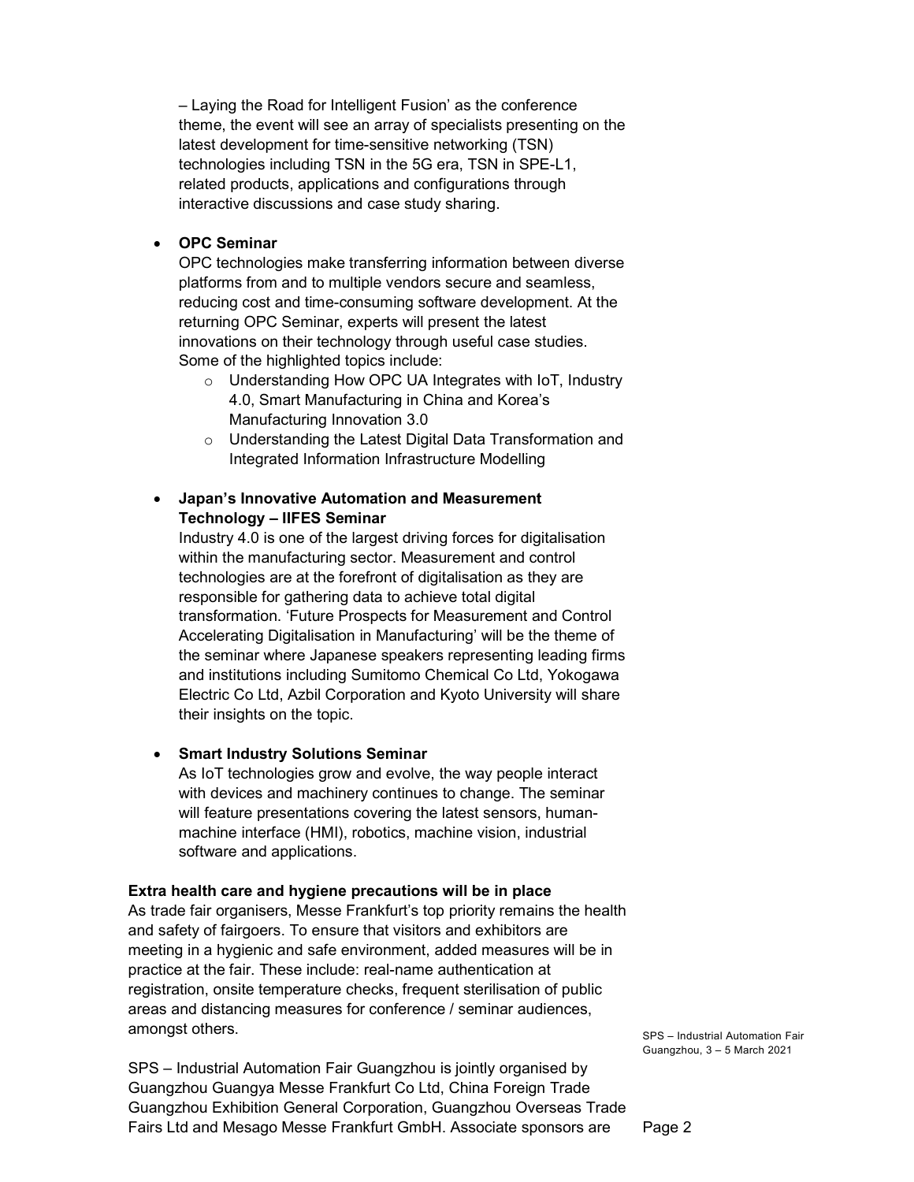– Laying the Road for Intelligent Fusion' as the conference theme, the event will see an array of specialists presenting on the latest development for time-sensitive networking (TSN) technologies including TSN in the 5G era, TSN in SPE-L1, related products, applications and configurations through interactive discussions and case study sharing.

- **OPC Seminar**
  OPC technologies make transferring information between diverse platforms from and to multiple vendors secure and seamless, reducing cost and time-consuming software development. At the returning OPC Seminar, experts will present the latest innovations on their technology through useful case studies. Some of the highlighted topics include:
  - Understanding How OPC UA Integrates with IoT, Industry 4.0, Smart Manufacturing in China and Korea's Manufacturing Innovation 3.0
  - Understanding the Latest Digital Data Transformation and Integrated Information Infrastructure Modelling

- **Japan's Innovative Automation and Measurement Technology – IIFES Seminar**
  Industry 4.0 is one of the largest driving forces for digitalisation within the manufacturing sector. Measurement and control technologies are at the forefront of digitalisation as they are responsible for gathering data to achieve total digital transformation. 'Future Prospects for Measurement and Control Accelerating Digitalisation in Manufacturing' will be the theme of the seminar where Japanese speakers representing leading firms and institutions including Sumitomo Chemical Co Ltd, Yokogawa Electric Co Ltd, Azbil Corporation and Kyoto University will share their insights on the topic.

- **Smart Industry Solutions Seminar**
  As IoT technologies grow and evolve, the way people interact with devices and machinery continues to change. The seminar will feature presentations covering the latest sensors, human-machine interface (HMI), robotics, machine vision, industrial software and applications.

**Extra health care and hygiene precautions will be in place**
As trade fair organisers, Messe Frankfurt's top priority remains the health and safety of fairgoers. To ensure that visitors and exhibitors are meeting in a hygienic and safe environment, added measures will be in practice at the fair. These include: real-name authentication at registration, onsite temperature checks, frequent sterilisation of public areas and distancing measures for conference / seminar audiences, amongst others.

SPS – Industrial Automation Fair Guangzhou is jointly organised by Guangzhou Guangya Messe Frankfurt Co Ltd, China Foreign Trade Guangzhou Exhibition General Corporation, Guangzhou Overseas Trade Fairs Ltd and Mesago Messe Frankfurt GmbH. Associate sponsors are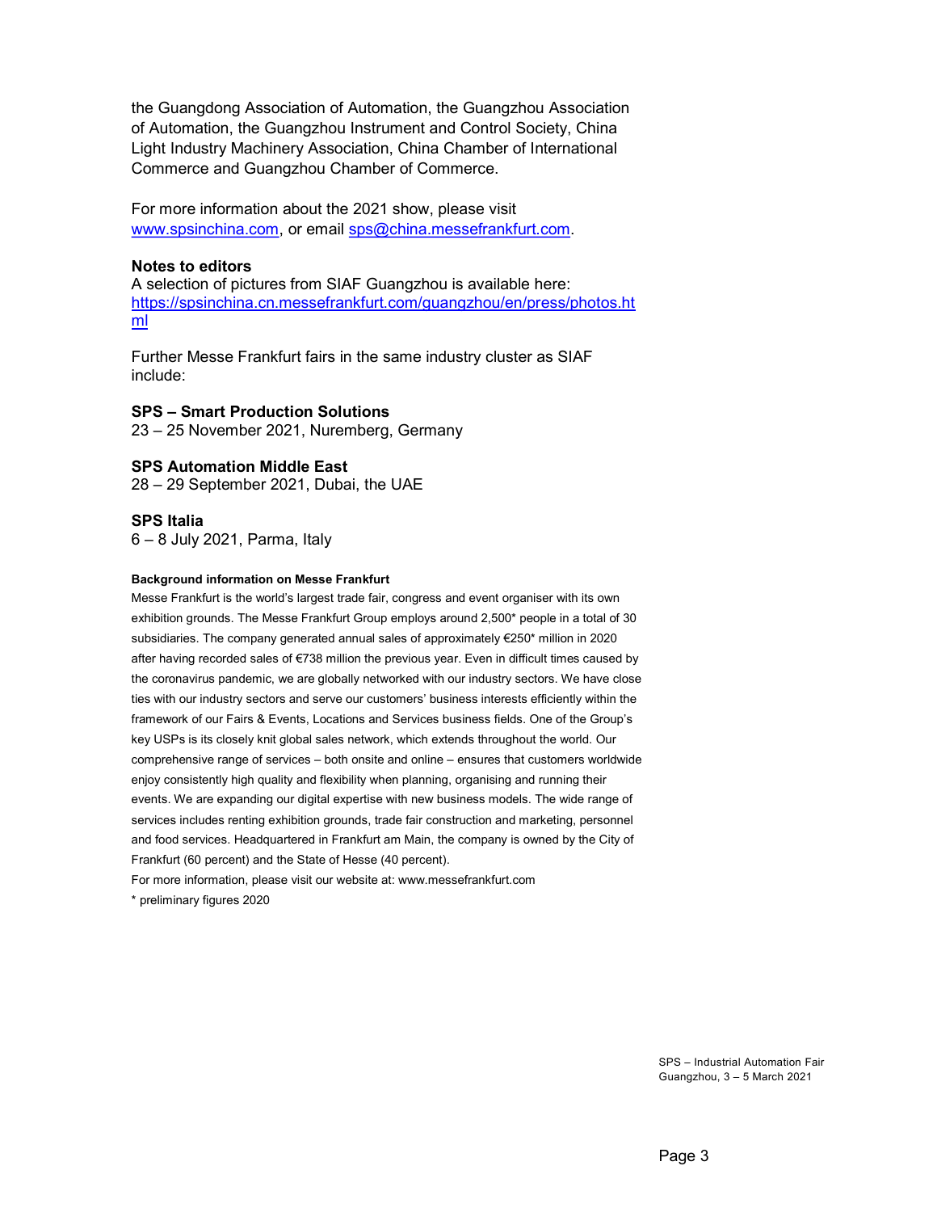the Guangdong Association of Automation, the Guangzhou Association of Automation, the Guangzhou Instrument and Control Society, China Light Industry Machinery Association, China Chamber of International Commerce and Guangzhou Chamber of Commerce.

For more information about the 2021 show, please visit www.spsinchina.com, or email sps@china.messefrankfurt.com.

**Notes to editors**

A selection of pictures from SIAF Guangzhou is available here: https://spsinchina.cn.messefrankfurt.com/guangzhou/en/press/photos.html

Further Messe Frankfurt fairs in the same industry cluster as SIAF include:

**SPS – Smart Production Solutions**
23 – 25 November 2021, Nuremberg, Germany

**SPS Automation Middle East**
28 – 29 September 2021, Dubai, the UAE

**SPS Italia**
6 – 8 July 2021, Parma, Italy

**Background information on Messe Frankfurt**

Messe Frankfurt is the world's largest trade fair, congress and event organiser with its own exhibition grounds. The Messe Frankfurt Group employs around 2,500* people in a total of 30 subsidiaries. The company generated annual sales of approximately €250* million in 2020 after having recorded sales of €738 million the previous year. Even in difficult times caused by the coronavirus pandemic, we are globally networked with our industry sectors. We have close ties with our industry sectors and serve our customers' business interests efficiently within the framework of our Fairs & Events, Locations and Services business fields. One of the Group's key USPs is its closely knit global sales network, which extends throughout the world. Our comprehensive range of services – both onsite and online – ensures that customers worldwide enjoy consistently high quality and flexibility when planning, organising and running their events. We are expanding our digital expertise with new business models. The wide range of services includes renting exhibition grounds, trade fair construction and marketing, personnel and food services. Headquartered in Frankfurt am Main, the company is owned by the City of Frankfurt (60 percent) and the State of Hesse (40 percent).

For more information, please visit our website at: www.messefrankfurt.com

\* preliminary figures 2020